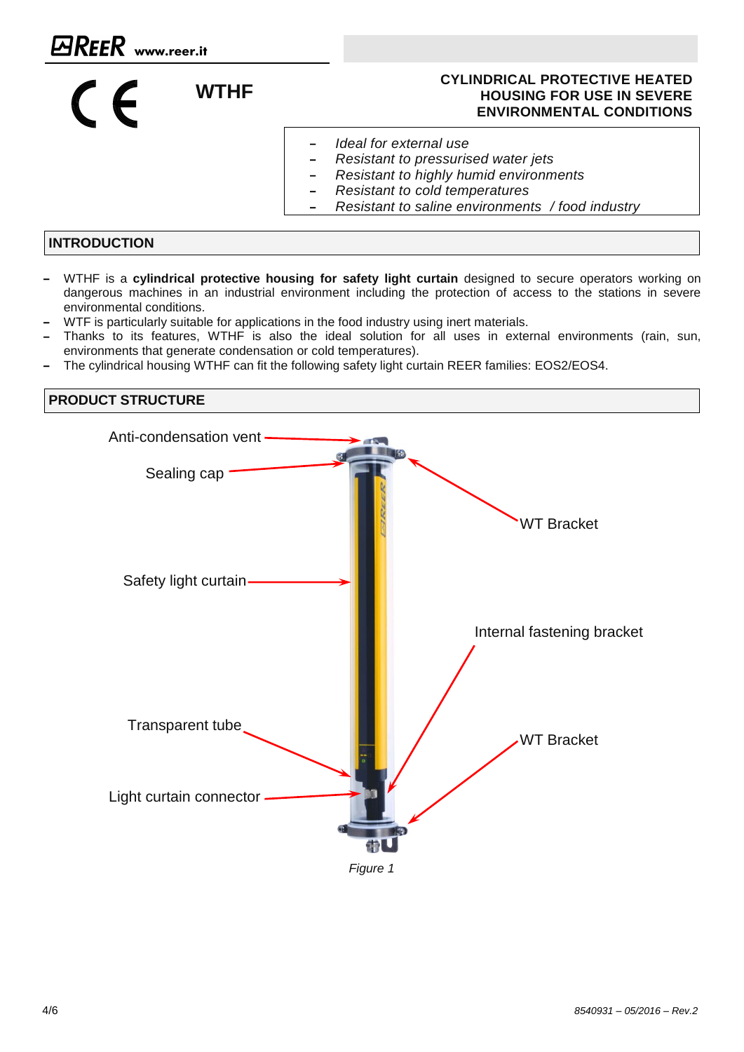# WTHF

**CYLINDRICAL PROTECTIVE HEATED HOUSING FOR USE IN SEVERE ENVIRONMENTAL CONDITIONS**

- *Ideal for external use*
- *Resistant to pressurised water jets*
- *Resistant to highly humid environments*
- *Resistant to cold temperatures*
- *Resistant to saline environments / food industry*

## INTRODUCTION

- WTHF is a **cylindrical protective housing for safety light curtain** designed to secure operators working on dangerous machines in an industrial environment including the protection of access to the stations in severe environmental conditions.
- WTF is particularly suitable for applications in the food industry using inert materials.
- Thanks to its features, WTHF is also the ideal solution for all uses in external environments (rain, sun, environments that generate condensation or cold temperatures).
- The cylindrical housing WTHF can fit the following safety light curtain REER families: EOS2/EOS4.

## PRODUCT STRUCTURE

Anti-condensation vent

Sealing cap

WT Bracket

Safety light curtain

Internal fastening bracket

Transparent tube

WT Bracket

Light curtain connector

*Figure 1*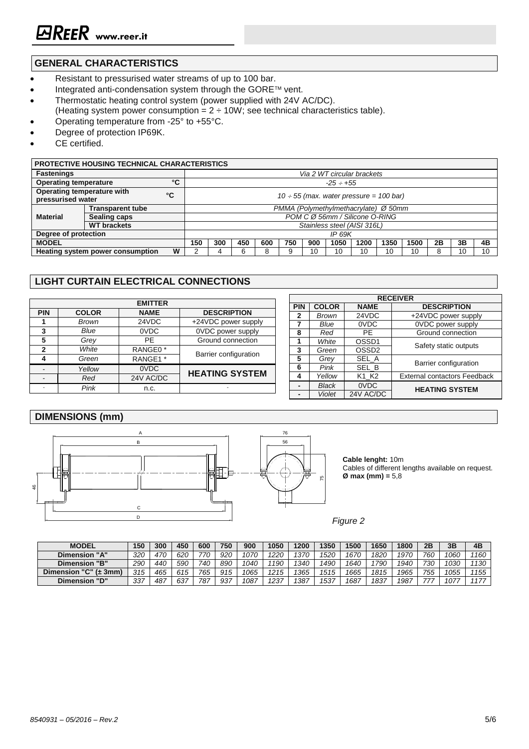## GENERAL CHARACTERISTICS

- Resistant to pressurised water streams of up to 100 bar.
- Integrated anti-condensation system through the GORE™ vent.
- Thermostatic heating control system (power supplied with 24V AC/DC).
  (Heating system power consumption = 2 ÷ 10W; see technical characteristics table).
- Operating temperature from -25° to +55°C.
- Degree of protection IP69K.
- CE certified.

| PROTECTIVE HOUSING TECHNICAL CHARACTERISTICS | | | | | | | | | | | | | | | | |
|---|---|---|---|---|---|---|---|---|---|---|---|---|---|---|---|---|
| Fastenings | | | *Via 2 WT circular brackets* | | | | | | | | | | | | | |
| Operating temperature | | °C | *-25 ÷ +55* | | | | | | | | | | | | | |
| Operating temperature with pressurised water | | °C | *10 ÷ 55 (max. water pressure = 100 bar)* | | | | | | | | | | | | | |
| Material | Transparent tube | | *PMMA (Polymethylmethacrylate) Ø 50mm* | | | | | | | | | | | | | |
| | Sealing caps | | *POM C Ø 56mm / Silicone O-RING* | | | | | | | | | | | | | |
| | WT brackets | | *Stainless steel (AISI 316L)* | | | | | | | | | | | | | |
| Degree of protection | | | *IP 69K* | | | | | | | | | | | | | |
| MODEL | | | 150 | 300 | 450 | 600 | 750 | 900 | 1050 | 1200 | 1350 | 1500 | 2B | 3B | 4B | |
| Heating system power consumption | | W | 2 | 4 | 6 | 8 | 9 | 10 | 10 | 10 | 10 | 10 | 8 | 10 | 10 | |

## LIGHT CURTAIN ELECTRICAL CONNECTIONS

| EMITTER | | | |
|---|---|---|---|
| PIN | COLOR | NAME | DESCRIPTION |
| 1 | *Brown* | 24VDC | +24VDC power supply |
| 3 | *Blue* | 0VDC | 0VDC power supply |
| 5 | *Grey* | PE | Ground connection |
| 2 | *White* | RANGE0 * | Barrier configuration |
| 4 | *Green* | RANGE1 * | |
| - | *Yellow* | 0VDC | **HEATING SYSTEM** |
| - | *Red* | 24V AC/DC | |
| - | *Pink* | n.c. | - |

| RECEIVER | | | |
|---|---|---|---|
| PIN | COLOR | NAME | DESCRIPTION |
| 2 | *Brown* | 24VDC | +24VDC power supply |
| 7 | *Blue* | 0VDC | 0VDC power supply |
| 8 | *Red* | PE | Ground connection |
| 1 | *White* | OSSD1 | Safety static outputs |
| 3 | *Green* | OSSD2 | |
| 5 | *Grey* | SEL_A | Barrier configuration |
| 6 | *Pink* | SEL_B | |
| 4 | *Yellow* | K1_K2 | External contactors Feedback |
| - | *Black* | 0VDC | **HEATING SYSTEM** |
| - | *Violet* | 24V AC/DC | |

## DIMENSIONS (mm)

**Cable lenght:** 10m
Cables of different lengths available on request.
**Ø max (mm) =** 5,8

*Figure 2*

| MODEL | 150 | 300 | 450 | 600 | 750 | 900 | 1050 | 1200 | 1350 | 1500 | 1650 | 1800 | 2B | 3B | 4B |
|---|---|---|---|---|---|---|---|---|---|---|---|---|---|---|---|
| Dimension "A" | *320* | *470* | *620* | *770* | *920* | *1070* | *1220* | *1370* | *1520* | *1670* | *1820* | *1970* | *760* | *1060* | *1160* |
| Dimension "B" | *290* | *440* | *590* | *740* | *890* | *1040* | *1190* | *1340* | *1490* | *1640* | *1790* | *1940* | *730* | *1030* | *1130* |
| Dimension "C" (± 3mm) | *315* | *465* | *615* | *765* | *915* | *1065* | *1215* | *1365* | *1515* | *1665* | *1815* | *1965* | *755* | *1055* | *1155* |
| Dimension "D" | *337* | *487* | *637* | *787* | *937* | *1087* | *1237* | *1387* | *1537* | *1687* | *1837* | *1987* | *777* | *1077* | *1177* |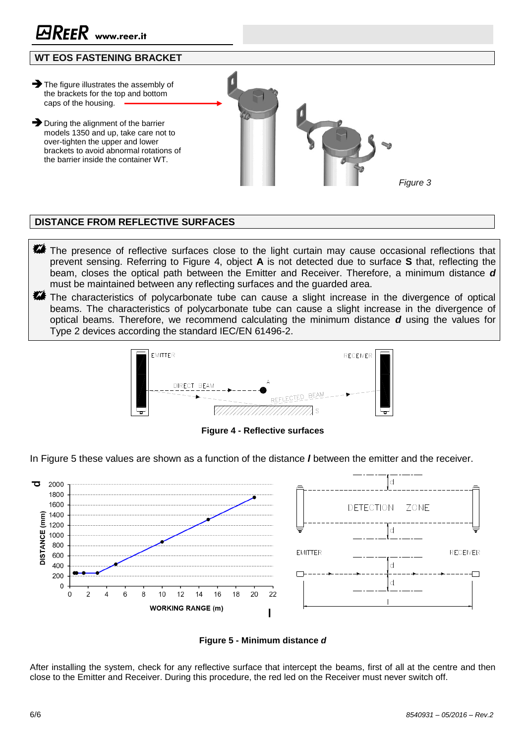## WT EOS FASTENING BRACKET

- The figure illustrates the assembly of the brackets for the top and bottom caps of the housing.
- During the alignment of the barrier models 1350 and up, take care not to over-tighten the upper and lower brackets to avoid abnormal rotations of the barrier inside the container WT.

*Figure 3*

## DISTANCE FROM REFLECTIVE SURFACES

- The presence of reflective surfaces close to the light curtain may cause occasional reflections that prevent sensing. Referring to Figure 4, object **A** is not detected due to surface **S** that, reflecting the beam, closes the optical path between the Emitter and Receiver. Therefore, a minimum distance ***d*** must be maintained between any reflecting surfaces and the guarded area.
- The characteristics of polycarbonate tube can cause a slight increase in the divergence of optical beams. The characteristics of polycarbonate tube can cause a slight increase in the divergence of optical beams. Therefore, we recommend calculating the minimum distance ***d*** using the values for Type 2 devices according the standard IEC/EN 61496-2.

EMITTER
RECEIVER
DIRECT BEAM
A
REFLECTED BEAM
S

**Figure 4 - Reflective surfaces**

In Figure 5 these values are shown as a function of the distance ***l*** between the emitter and the receiver.

d
DISTANCE (mm)
2000
1800
1600
1400
1200
1000
800
600
400
200
0
0 2 4 6 8 10 12 14 16 18 20 22
WORKING RANGE (m)
l

d
DETECTION ZONE
d
EMITTER
RECEIVER
d
d
l

**Figure 5 - Minimum distance *d***

After installing the system, check for any reflective surface that intercept the beams, first of all at the centre and then close to the Emitter and Receiver. During this procedure, the red led on the Receiver must never switch off.